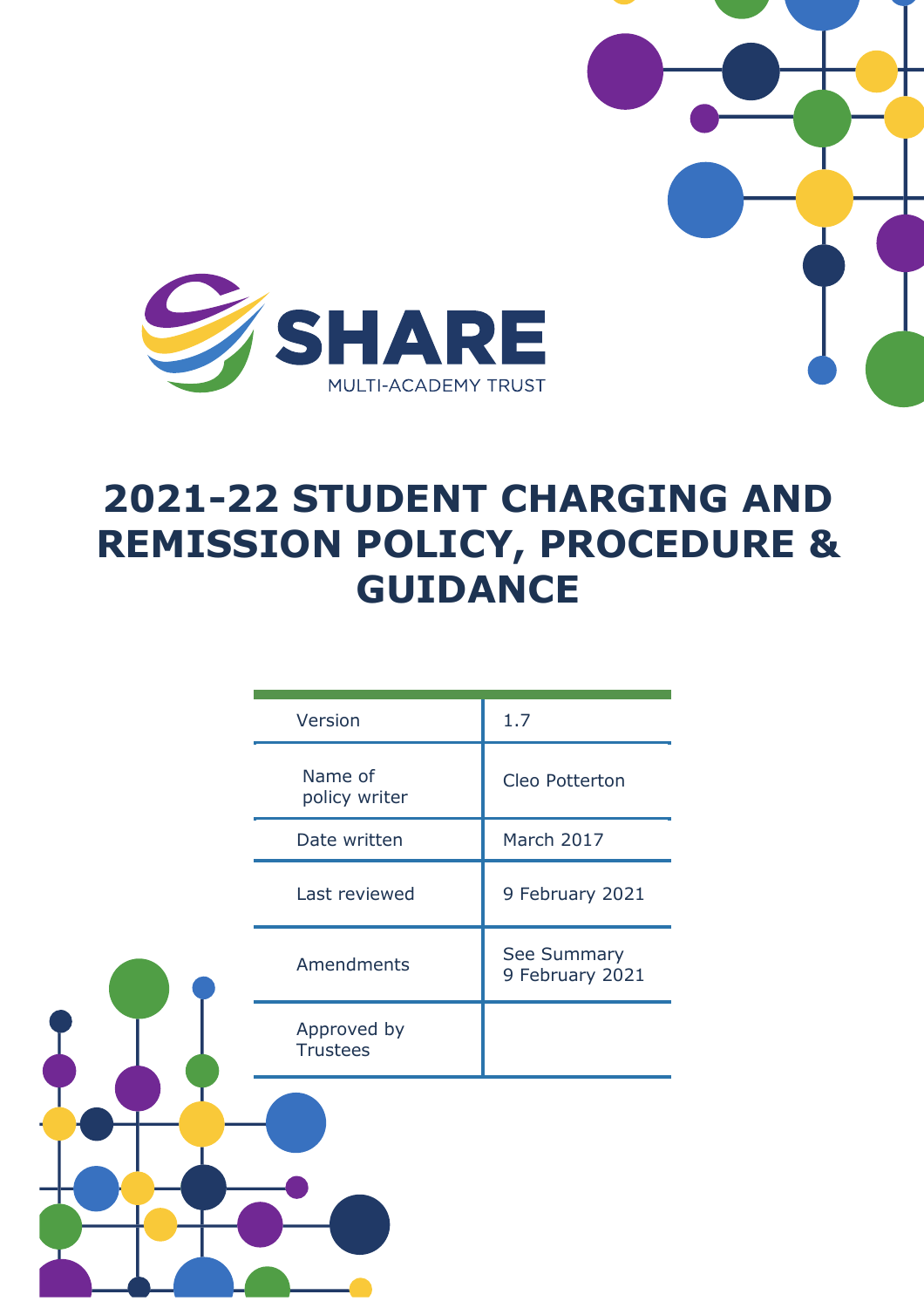SHARE

MULTI-ACADEMY TRUST

# 2021-22 STUDENT CHARGING AND REMISSION POLICY, PROCEDURE & GUIDANCE

| | |
|---|---|
| Version | 1.7 |
| Name of policy writer | Cleo Potterton |
| Date written | March 2017 |
| Last reviewed | 9 February 2021 |
| Amendments | See Summary 9 February 2021 |
| Approved by Trustees | |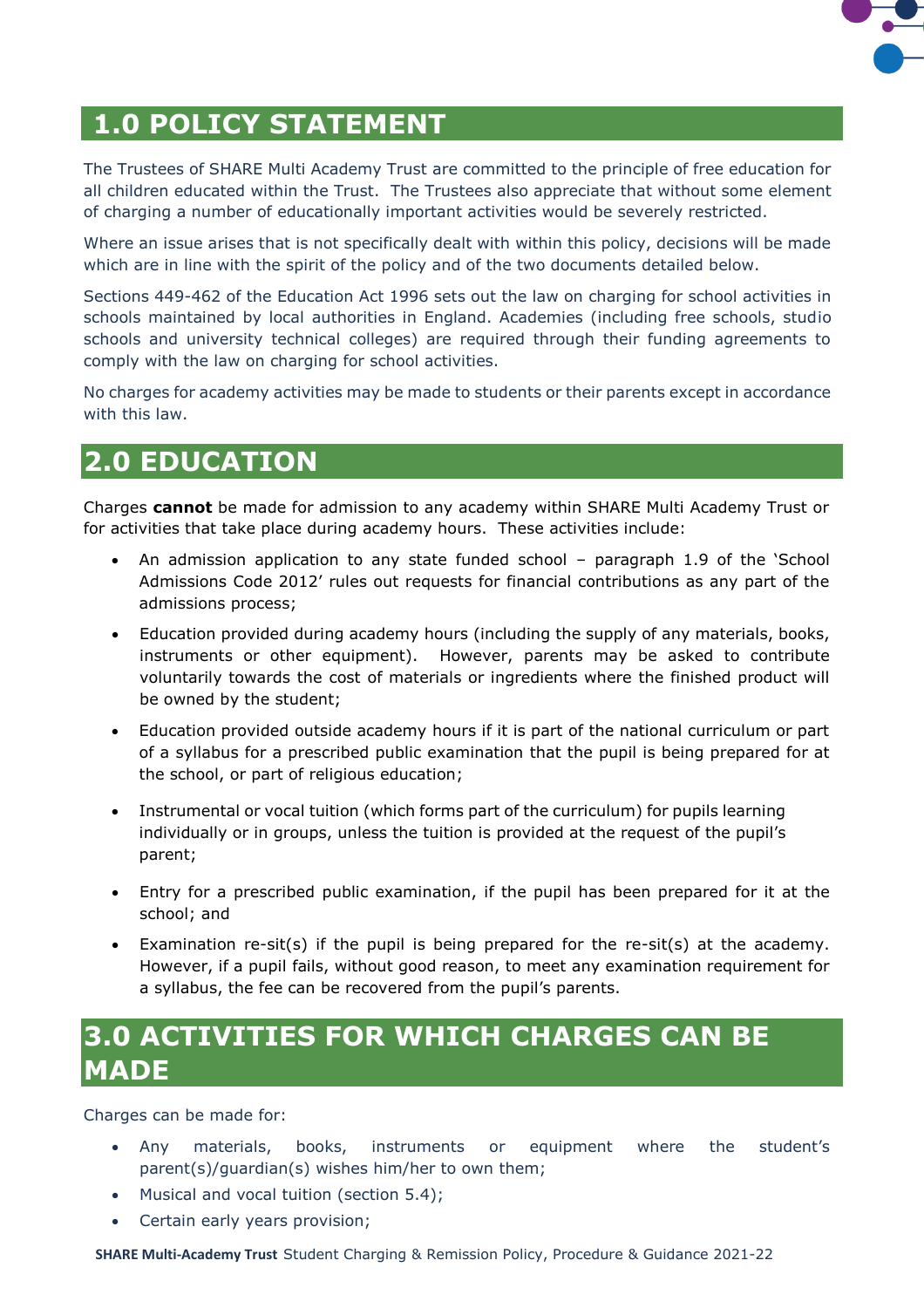# 1.0 POLICY STATEMENT

The Trustees of SHARE Multi Academy Trust are committed to the principle of free education for all children educated within the Trust. The Trustees also appreciate that without some element of charging a number of educationally important activities would be severely restricted.

Where an issue arises that is not specifically dealt with within this policy, decisions will be made which are in line with the spirit of the policy and of the two documents detailed below.

Sections 449-462 of the Education Act 1996 sets out the law on charging for school activities in schools maintained by local authorities in England. Academies (including free schools, studio schools and university technical colleges) are required through their funding agreements to comply with the law on charging for school activities.

No charges for academy activities may be made to students or their parents except in accordance with this law.

# 2.0 EDUCATION

Charges **cannot** be made for admission to any academy within SHARE Multi Academy Trust or for activities that take place during academy hours. These activities include:

- An admission application to any state funded school – paragraph 1.9 of the 'School Admissions Code 2012' rules out requests for financial contributions as any part of the admissions process;
- Education provided during academy hours (including the supply of any materials, books, instruments or other equipment). However, parents may be asked to contribute voluntarily towards the cost of materials or ingredients where the finished product will be owned by the student;
- Education provided outside academy hours if it is part of the national curriculum or part of a syllabus for a prescribed public examination that the pupil is being prepared for at the school, or part of religious education;
- Instrumental or vocal tuition (which forms part of the curriculum) for pupils learning individually or in groups, unless the tuition is provided at the request of the pupil's parent;
- Entry for a prescribed public examination, if the pupil has been prepared for it at the school; and
- Examination re-sit(s) if the pupil is being prepared for the re-sit(s) at the academy. However, if a pupil fails, without good reason, to meet any examination requirement for a syllabus, the fee can be recovered from the pupil's parents.

# 3.0 ACTIVITIES FOR WHICH CHARGES CAN BE MADE

Charges can be made for:

- Any materials, books, instruments or equipment where the student's parent(s)/guardian(s) wishes him/her to own them;
- Musical and vocal tuition (section 5.4);
- Certain early years provision;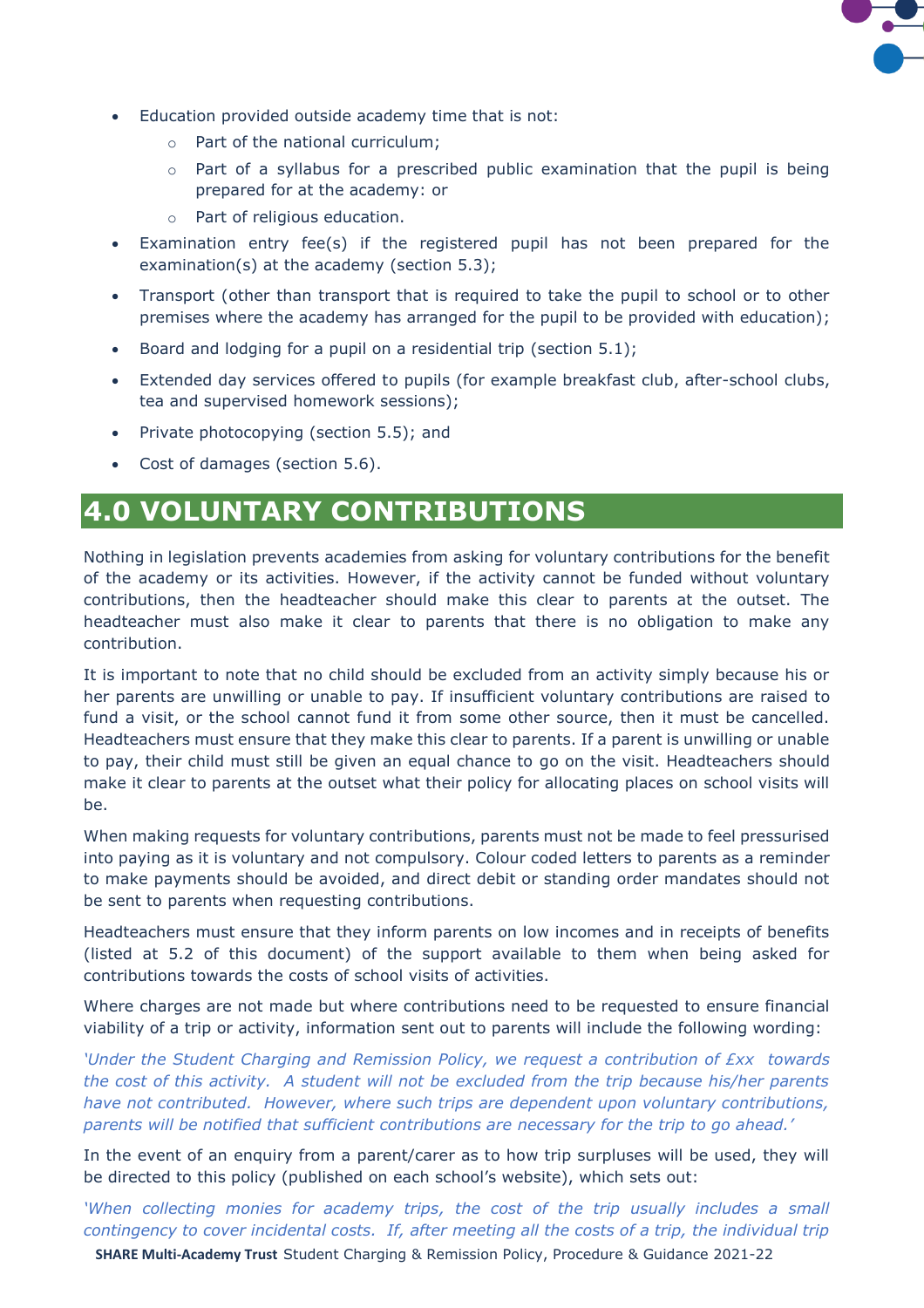- Education provided outside academy time that is not:
    - Part of the national curriculum;
    - Part of a syllabus for a prescribed public examination that the pupil is being prepared for at the academy: or
    - Part of religious education.
- Examination entry fee(s) if the registered pupil has not been prepared for the examination(s) at the academy (section 5.3);
- Transport (other than transport that is required to take the pupil to school or to other premises where the academy has arranged for the pupil to be provided with education);
- Board and lodging for a pupil on a residential trip (section 5.1);
- Extended day services offered to pupils (for example breakfast club, after-school clubs, tea and supervised homework sessions);
- Private photocopying (section 5.5); and
- Cost of damages (section 5.6).

# 4.0 VOLUNTARY CONTRIBUTIONS

Nothing in legislation prevents academies from asking for voluntary contributions for the benefit of the academy or its activities. However, if the activity cannot be funded without voluntary contributions, then the headteacher should make this clear to parents at the outset. The headteacher must also make it clear to parents that there is no obligation to make any contribution.

It is important to note that no child should be excluded from an activity simply because his or her parents are unwilling or unable to pay. If insufficient voluntary contributions are raised to fund a visit, or the school cannot fund it from some other source, then it must be cancelled. Headteachers must ensure that they make this clear to parents. If a parent is unwilling or unable to pay, their child must still be given an equal chance to go on the visit. Headteachers should make it clear to parents at the outset what their policy for allocating places on school visits will be.

When making requests for voluntary contributions, parents must not be made to feel pressurised into paying as it is voluntary and not compulsory. Colour coded letters to parents as a reminder to make payments should be avoided, and direct debit or standing order mandates should not be sent to parents when requesting contributions.

Headteachers must ensure that they inform parents on low incomes and in receipts of benefits (listed at 5.2 of this document) of the support available to them when being asked for contributions towards the costs of school visits of activities.

Where charges are not made but where contributions need to be requested to ensure financial viability of a trip or activity, information sent out to parents will include the following wording:

*'Under the Student Charging and Remission Policy, we request a contribution of £xx towards the cost of this activity. A student will not be excluded from the trip because his/her parents have not contributed. However, where such trips are dependent upon voluntary contributions, parents will be notified that sufficient contributions are necessary for the trip to go ahead.'*

In the event of an enquiry from a parent/carer as to how trip surpluses will be used, they will be directed to this policy (published on each school's website), which sets out:

*'When collecting monies for academy trips, the cost of the trip usually includes a small contingency to cover incidental costs. If, after meeting all the costs of a trip, the individual trip*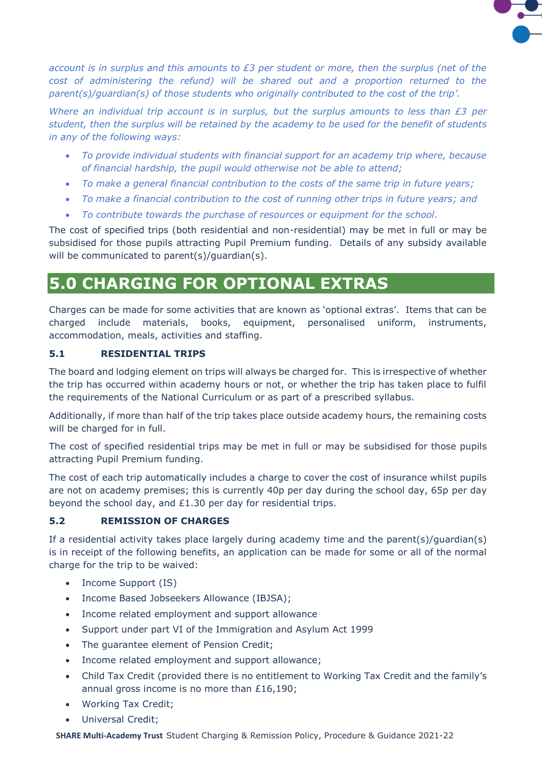*account is in surplus and this amounts to £3 per student or more, then the surplus (net of the cost of administering the refund) will be shared out and a proportion returned to the parent(s)/guardian(s) of those students who originally contributed to the cost of the trip'.*

*Where an individual trip account is in surplus, but the surplus amounts to less than £3 per student, then the surplus will be retained by the academy to be used for the benefit of students in any of the following ways:*

- *To provide individual students with financial support for an academy trip where, because of financial hardship, the pupil would otherwise not be able to attend;*
- *To make a general financial contribution to the costs of the same trip in future years;*
- *To make a financial contribution to the cost of running other trips in future years; and*
- *To contribute towards the purchase of resources or equipment for the school.*

The cost of specified trips (both residential and non-residential) may be met in full or may be subsidised for those pupils attracting Pupil Premium funding. Details of any subsidy available will be communicated to parent(s)/guardian(s).

# 5.0 CHARGING FOR OPTIONAL EXTRAS

Charges can be made for some activities that are known as 'optional extras'. Items that can be charged include materials, books, equipment, personalised uniform, instruments, accommodation, meals, activities and staffing.

### 5.1 RESIDENTIAL TRIPS

The board and lodging element on trips will always be charged for. This is irrespective of whether the trip has occurred within academy hours or not, or whether the trip has taken place to fulfil the requirements of the National Curriculum or as part of a prescribed syllabus.

Additionally, if more than half of the trip takes place outside academy hours, the remaining costs will be charged for in full.

The cost of specified residential trips may be met in full or may be subsidised for those pupils attracting Pupil Premium funding.

The cost of each trip automatically includes a charge to cover the cost of insurance whilst pupils are not on academy premises; this is currently 40p per day during the school day, 65p per day beyond the school day, and £1.30 per day for residential trips.

### 5.2 REMISSION OF CHARGES

If a residential activity takes place largely during academy time and the parent(s)/guardian(s) is in receipt of the following benefits, an application can be made for some or all of the normal charge for the trip to be waived:

- Income Support (IS)
- Income Based Jobseekers Allowance (IBJSA);
- Income related employment and support allowance
- Support under part VI of the Immigration and Asylum Act 1999
- The guarantee element of Pension Credit;
- Income related employment and support allowance;
- Child Tax Credit (provided there is no entitlement to Working Tax Credit and the family's annual gross income is no more than £16,190;
- Working Tax Credit;
- Universal Credit;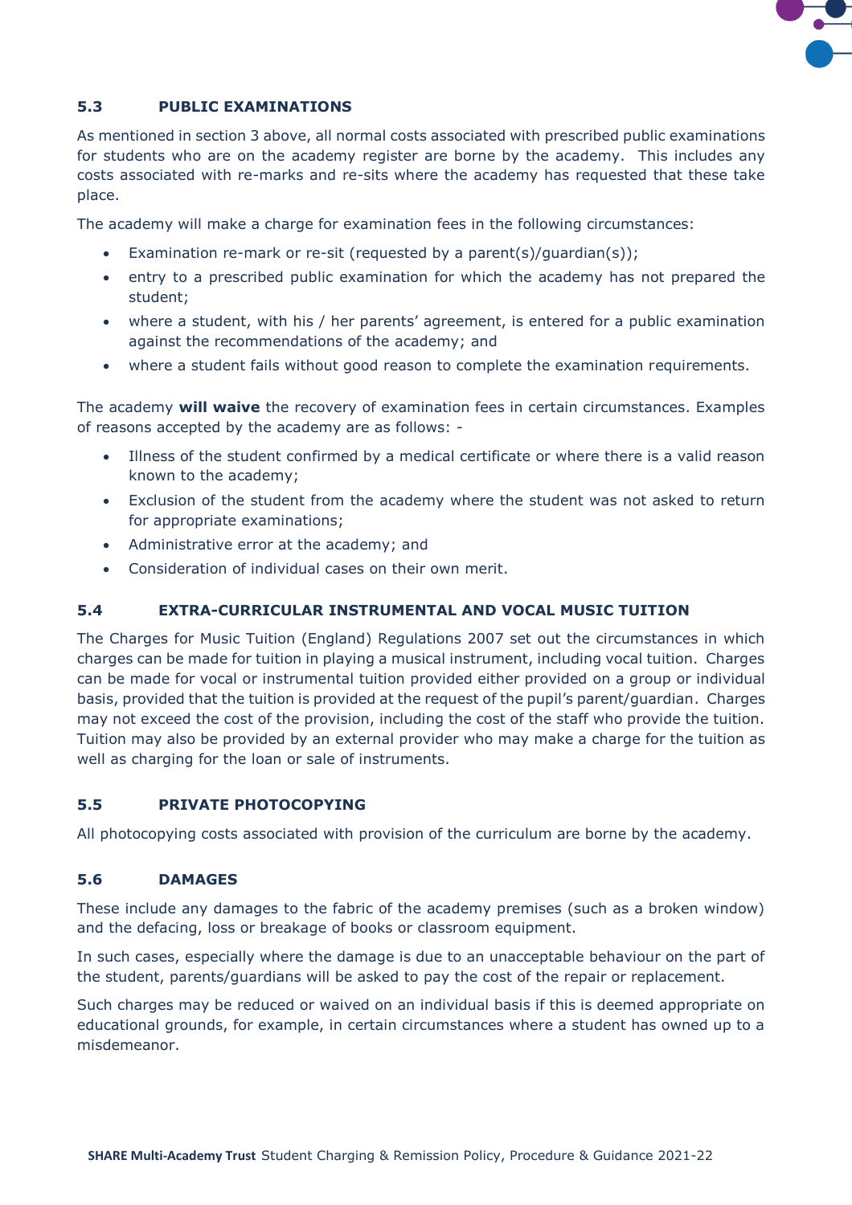### 5.3 PUBLIC EXAMINATIONS

As mentioned in section 3 above, all normal costs associated with prescribed public examinations for students who are on the academy register are borne by the academy. This includes any costs associated with re-marks and re-sits where the academy has requested that these take place.

The academy will make a charge for examination fees in the following circumstances:

- Examination re-mark or re-sit (requested by a parent(s)/guardian(s));
- entry to a prescribed public examination for which the academy has not prepared the student;
- where a student, with his / her parents' agreement, is entered for a public examination against the recommendations of the academy; and
- where a student fails without good reason to complete the examination requirements.

The academy **will waive** the recovery of examination fees in certain circumstances. Examples of reasons accepted by the academy are as follows: -

- Illness of the student confirmed by a medical certificate or where there is a valid reason known to the academy;
- Exclusion of the student from the academy where the student was not asked to return for appropriate examinations;
- Administrative error at the academy; and
- Consideration of individual cases on their own merit.

### 5.4 EXTRA-CURRICULAR INSTRUMENTAL AND VOCAL MUSIC TUITION

The Charges for Music Tuition (England) Regulations 2007 set out the circumstances in which charges can be made for tuition in playing a musical instrument, including vocal tuition. Charges can be made for vocal or instrumental tuition provided either provided on a group or individual basis, provided that the tuition is provided at the request of the pupil's parent/guardian. Charges may not exceed the cost of the provision, including the cost of the staff who provide the tuition. Tuition may also be provided by an external provider who may make a charge for the tuition as well as charging for the loan or sale of instruments.

### 5.5 PRIVATE PHOTOCOPYING

All photocopying costs associated with provision of the curriculum are borne by the academy.

### 5.6 DAMAGES

These include any damages to the fabric of the academy premises (such as a broken window) and the defacing, loss or breakage of books or classroom equipment.

In such cases, especially where the damage is due to an unacceptable behaviour on the part of the student, parents/guardians will be asked to pay the cost of the repair or replacement.

Such charges may be reduced or waived on an individual basis if this is deemed appropriate on educational grounds, for example, in certain circumstances where a student has owned up to a misdemeanor.